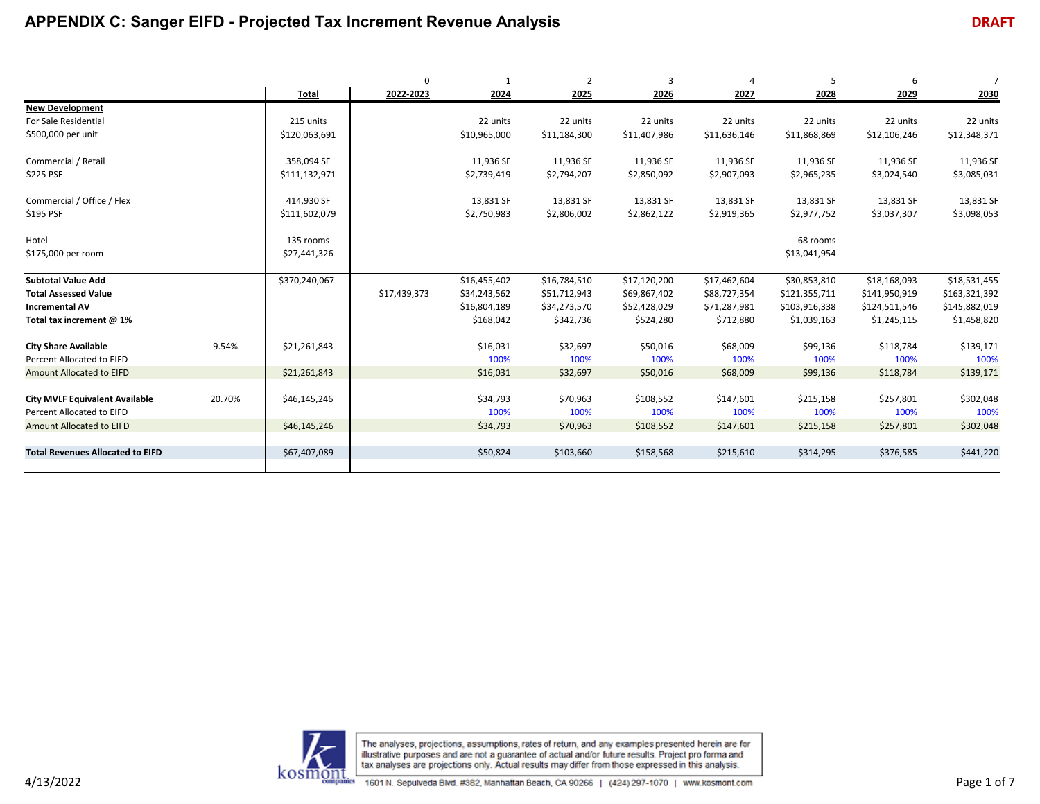# APPENDIX C: Sanger EIFD - Projected Tax Increment Revenue Analysis

DRAFT

| | | | 0 | 1 | 2 | 3 | 4 | 5 | 6 | 7 |
|---|---|---|---|---|---|---|---|---|---|---|
| | | **Total** | **2022-2023** | **2024** | **2025** | **2026** | **2027** | **2028** | **2029** | **2030** |
| **New Development** | | | | | | | | | | |
| For Sale Residential | | 215 units | | 22 units | 22 units | 22 units | 22 units | 22 units | 22 units | 22 units |
| $500,000 per unit | | $120,063,691 | | $10,965,000 | $11,184,300 | $11,407,986 | $11,636,146 | $11,868,869 | $12,106,246 | $12,348,371 |
| Commercial / Retail | | 358,094 SF | | 11,936 SF | 11,936 SF | 11,936 SF | 11,936 SF | 11,936 SF | 11,936 SF | 11,936 SF |
| $225 PSF | | $111,132,971 | | $2,739,419 | $2,794,207 | $2,850,092 | $2,907,093 | $2,965,235 | $3,024,540 | $3,085,031 |
| Commercial / Office / Flex | | 414,930 SF | | 13,831 SF | 13,831 SF | 13,831 SF | 13,831 SF | 13,831 SF | 13,831 SF | 13,831 SF |
| $195 PSF | | $111,602,079 | | $2,750,983 | $2,806,002 | $2,862,122 | $2,919,365 | $2,977,752 | $3,037,307 | $3,098,053 |
| Hotel | | 135 rooms | | | | | | 68 rooms | | |
| $175,000 per room | | $27,441,326 | | | | | | $13,041,954 | | |
| **Subtotal Value Add** | | $370,240,067 | | $16,455,402 | $16,784,510 | $17,120,200 | $17,462,604 | $30,853,810 | $18,168,093 | $18,531,455 |
| **Total Assessed Value** | | | $17,439,373 | $34,243,562 | $51,712,943 | $69,867,402 | $88,727,354 | $121,355,711 | $141,950,919 | $163,321,392 |
| **Incremental AV** | | | | $16,804,189 | $34,273,570 | $52,428,029 | $71,287,981 | $103,916,338 | $124,511,546 | $145,882,019 |
| **Total tax increment @ 1%** | | | | $168,042 | $342,736 | $524,280 | $712,880 | $1,039,163 | $1,245,115 | $1,458,820 |
| **City Share Available** | 9.54% | $21,261,843 | | $16,031 | $32,697 | $50,016 | $68,009 | $99,136 | $118,784 | $139,171 |
| Percent Allocated to EIFD | | | | 100% | 100% | 100% | 100% | 100% | 100% | 100% |
| Amount Allocated to EIFD | | $21,261,843 | | $16,031 | $32,697 | $50,016 | $68,009 | $99,136 | $118,784 | $139,171 |
| **City MVLF Equivalent Available** | 20.70% | $46,145,246 | | $34,793 | $70,963 | $108,552 | $147,601 | $215,158 | $257,801 | $302,048 |
| Percent Allocated to EIFD | | | | 100% | 100% | 100% | 100% | 100% | 100% | 100% |
| Amount Allocated to EIFD | | $46,145,246 | | $34,793 | $70,963 | $108,552 | $147,601 | $215,158 | $257,801 | $302,048 |
| **Total Revenues Allocated to EIFD** | | $67,407,089 | | $50,824 | $103,660 | $158,568 | $215,610 | $314,295 | $376,585 | $441,220 |

The analyses, projections, assumptions, rates of return, and any examples presented herein are for illustrative purposes and are not a guarantee of actual and/or future results. Project pro forma and tax analyses are projections only. Actual results may differ from those expressed in this analysis.

kosmont companies | 1601 N. Sepulveda Blvd. #382, Manhattan Beach, CA 90266 | (424) 297-1070 | www.kosmont.com

4/13/2022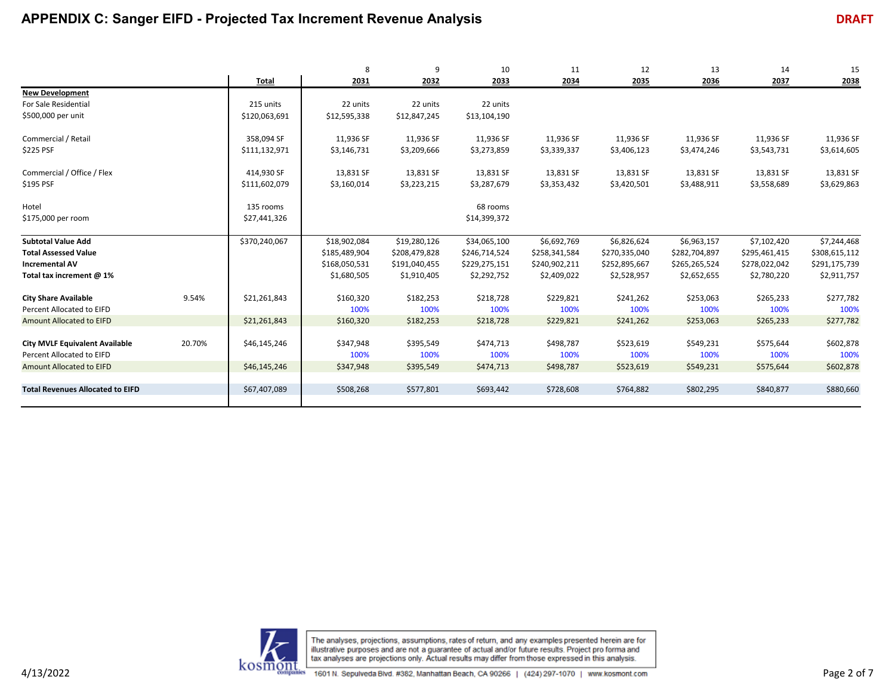# APPENDIX C: Sanger EIFD - Projected Tax Increment Revenue Analysis

DRAFT

| | | Total | 8<br>2031 | 9<br>2032 | 10<br>2033 | 11<br>2034 | 12<br>2035 | 13<br>2036 | 14<br>2037 | 15<br>2038 |
|---|---|---|---|---|---|---|---|---|---|---|
| **New Development** | | | | | | | | | | |
| For Sale Residential | | 215 units | 22 units | 22 units | 22 units | | | | | |
| $500,000 per unit | | $120,063,691 | $12,595,338 | $12,847,245 | $13,104,190 | | | | | |
| | | | | | | | | | | |
| Commercial / Retail | | 358,094 SF | 11,936 SF | 11,936 SF | 11,936 SF | 11,936 SF | 11,936 SF | 11,936 SF | 11,936 SF | 11,936 SF |
| $225 PSF | | $111,132,971 | $3,146,731 | $3,209,666 | $3,273,859 | $3,339,337 | $3,406,123 | $3,474,246 | $3,543,731 | $3,614,605 |
| | | | | | | | | | | |
| Commercial / Office / Flex | | 414,930 SF | 13,831 SF | 13,831 SF | 13,831 SF | 13,831 SF | 13,831 SF | 13,831 SF | 13,831 SF | 13,831 SF |
| $195 PSF | | $111,602,079 | $3,160,014 | $3,223,215 | $3,287,679 | $3,353,432 | $3,420,501 | $3,488,911 | $3,558,689 | $3,629,863 |
| | | | | | | | | | | |
| Hotel | | 135 rooms | | | 68 rooms | | | | | |
| $175,000 per room | | $27,441,326 | | | $14,399,372 | | | | | |
| | | | | | | | | | | |
| **Subtotal Value Add** | | $370,240,067 | $18,902,084 | $19,280,126 | $34,065,100 | $6,692,769 | $6,826,624 | $6,963,157 | $7,102,420 | $7,244,468 |
| **Total Assessed Value** | | | $185,489,904 | $208,479,828 | $246,714,524 | $258,341,584 | $270,335,040 | $282,704,897 | $295,461,415 | $308,615,112 |
| **Incremental AV** | | | $168,050,531 | $191,040,455 | $229,275,151 | $240,902,211 | $252,895,667 | $265,265,524 | $278,022,042 | $291,175,739 |
| **Total tax increment @ 1%** | | | $1,680,505 | $1,910,405 | $2,292,752 | $2,409,022 | $2,528,957 | $2,652,655 | $2,780,220 | $2,911,757 |
| | | | | | | | | | | |
| **City Share Available** | 9.54% | $21,261,843 | $160,320 | $182,253 | $218,728 | $229,821 | $241,262 | $253,063 | $265,233 | $277,782 |
| Percent Allocated to EIFD | | | 100% | 100% | 100% | 100% | 100% | 100% | 100% | 100% |
| Amount Allocated to EIFD | | $21,261,843 | $160,320 | $182,253 | $218,728 | $229,821 | $241,262 | $253,063 | $265,233 | $277,782 |
| | | | | | | | | | | |
| **City MVLF Equivalent Available** | 20.70% | $46,145,246 | $347,948 | $395,549 | $474,713 | $498,787 | $523,619 | $549,231 | $575,644 | $602,878 |
| Percent Allocated to EIFD | | | 100% | 100% | 100% | 100% | 100% | 100% | 100% | 100% |
| Amount Allocated to EIFD | | $46,145,246 | $347,948 | $395,549 | $474,713 | $498,787 | $523,619 | $549,231 | $575,644 | $602,878 |
| | | | | | | | | | | |
| **Total Revenues Allocated to EIFD** | | $67,407,089 | $508,268 | $577,801 | $693,442 | $728,608 | $764,882 | $802,295 | $840,877 | $880,660 |

4/13/2022

The analyses, projections, assumptions, rates of return, and any examples presented herein are for illustrative purposes and are not a guarantee of actual and/or future results. Project pro forma and tax analyses are projections only. Actual results may differ from those expressed in this analysis.

kosmont companies | 1601 N. Sepulveda Blvd. #382, Manhattan Beach, CA 90266 | (424) 297-1070 | www.kosmont.com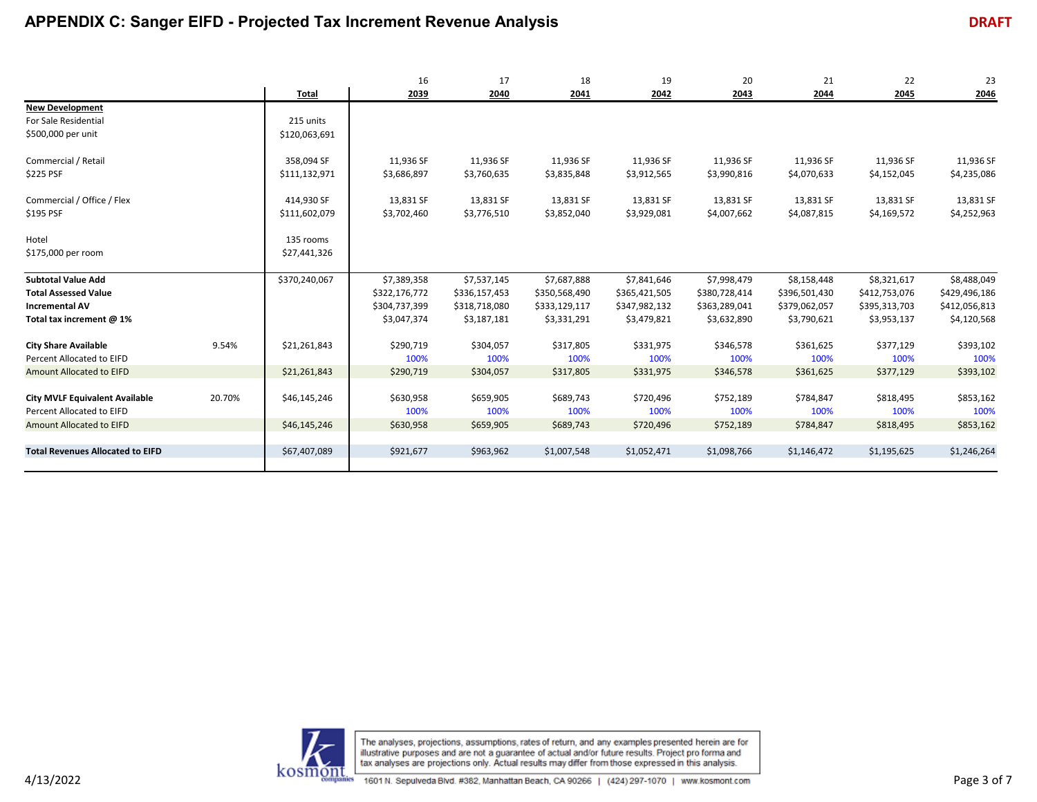# APPENDIX C: Sanger EIFD - Projected Tax Increment Revenue Analysis

DRAFT

| | | Total | 16<br>2039 | 17<br>2040 | 18<br>2041 | 19<br>2042 | 20<br>2043 | 21<br>2044 | 22<br>2045 | 23<br>2046 |
|---|---|---|---|---|---|---|---|---|---|---|
| **New Development** | | | | | | | | | | |
| For Sale Residential | | 215 units | | | | | | | | |
| $500,000 per unit | | $120,063,691 | | | | | | | | |
| | | | | | | | | | | |
| Commercial / Retail | | 358,094 SF | 11,936 SF | 11,936 SF | 11,936 SF | 11,936 SF | 11,936 SF | 11,936 SF | 11,936 SF | 11,936 SF |
| $225 PSF | | $111,132,971 | $3,686,897 | $3,760,635 | $3,835,848 | $3,912,565 | $3,990,816 | $4,070,633 | $4,152,045 | $4,235,086 |
| | | | | | | | | | | |
| Commercial / Office / Flex | | 414,930 SF | 13,831 SF | 13,831 SF | 13,831 SF | 13,831 SF | 13,831 SF | 13,831 SF | 13,831 SF | 13,831 SF |
| $195 PSF | | $111,602,079 | $3,702,460 | $3,776,510 | $3,852,040 | $3,929,081 | $4,007,662 | $4,087,815 | $4,169,572 | $4,252,963 |
| | | | | | | | | | | |
| Hotel | | 135 rooms | | | | | | | | |
| $175,000 per room | | $27,441,326 | | | | | | | | |
| | | | | | | | | | | |
| **Subtotal Value Add** | | $370,240,067 | $7,389,358 | $7,537,145 | $7,687,888 | $7,841,646 | $7,998,479 | $8,158,448 | $8,321,617 | $8,488,049 |
| **Total Assessed Value** | | | $322,176,772 | $336,157,453 | $350,568,490 | $365,421,505 | $380,728,414 | $396,501,430 | $412,753,076 | $429,496,186 |
| **Incremental AV** | | | $304,737,399 | $318,718,080 | $333,129,117 | $347,982,132 | $363,289,041 | $379,062,057 | $395,313,703 | $412,056,813 |
| **Total tax increment @ 1%** | | | $3,047,374 | $3,187,181 | $3,331,291 | $3,479,821 | $3,632,890 | $3,790,621 | $3,953,137 | $4,120,568 |
| | | | | | | | | | | |
| **City Share Available** | 9.54% | $21,261,843 | $290,719 | $304,057 | $317,805 | $331,975 | $346,578 | $361,625 | $377,129 | $393,102 |
| Percent Allocated to EIFD | | | 100% | 100% | 100% | 100% | 100% | 100% | 100% | 100% |
| Amount Allocated to EIFD | | $21,261,843 | $290,719 | $304,057 | $317,805 | $331,975 | $346,578 | $361,625 | $377,129 | $393,102 |
| | | | | | | | | | | |
| **City MVLF Equivalent Available** | 20.70% | $46,145,246 | $630,958 | $659,905 | $689,743 | $720,496 | $752,189 | $784,847 | $818,495 | $853,162 |
| Percent Allocated to EIFD | | | 100% | 100% | 100% | 100% | 100% | 100% | 100% | 100% |
| Amount Allocated to EIFD | | $46,145,246 | $630,958 | $659,905 | $689,743 | $720,496 | $752,189 | $784,847 | $818,495 | $853,162 |
| | | | | | | | | | | |
| **Total Revenues Allocated to EIFD** | | $67,407,089 | $921,677 | $963,962 | $1,007,548 | $1,052,471 | $1,098,766 | $1,146,472 | $1,195,625 | $1,246,264 |

4/13/2022

The analyses, projections, assumptions, rates of return, and any examples presented herein are for illustrative purposes and are not a guarantee of actual and/or future results. Project pro forma and tax analyses are projections only. Actual results may differ from those expressed in this analysis.

kosmont companies | 1601 N. Sepulveda Blvd. #382, Manhattan Beach, CA 90266 | (424) 297-1070 | www.kosmont.com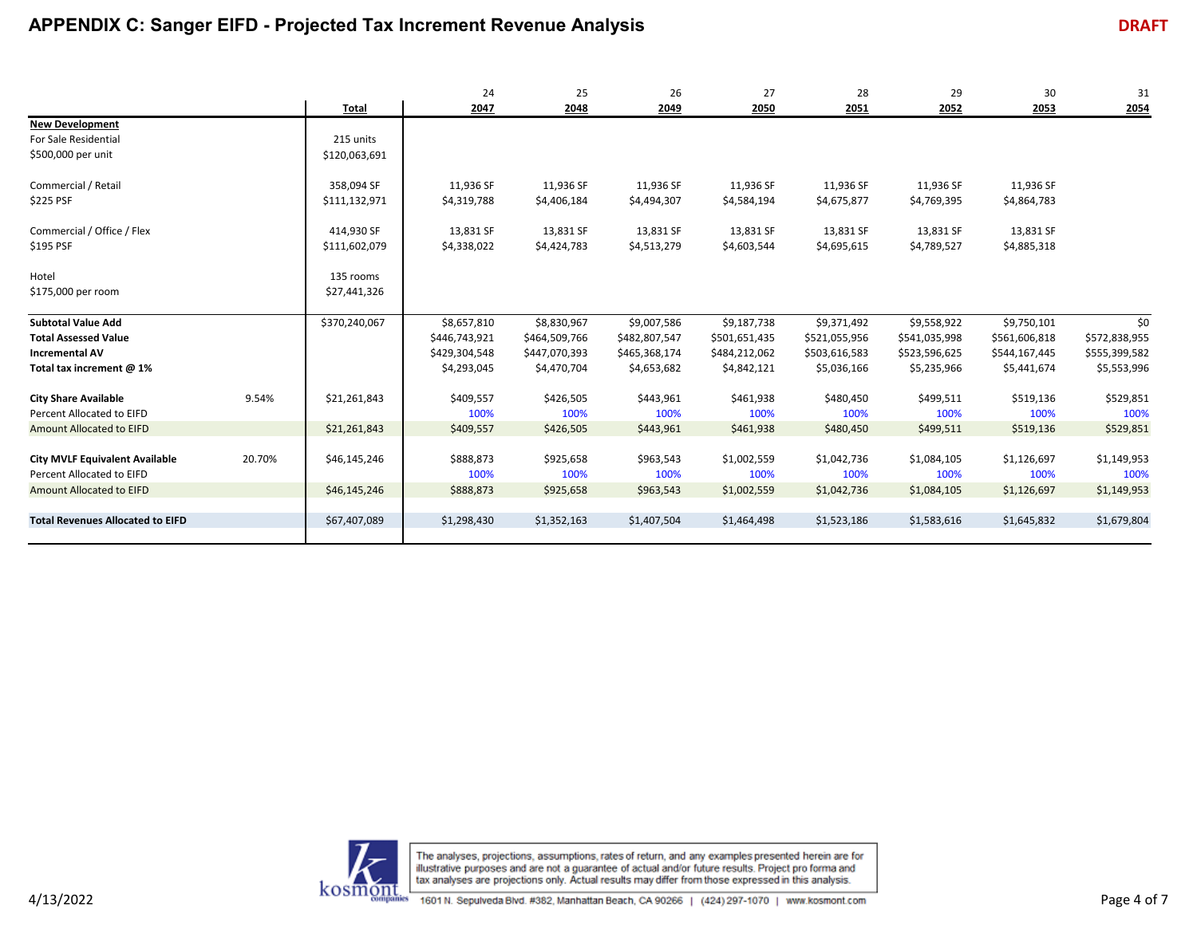# APPENDIX C: Sanger EIFD - Projected Tax Increment Revenue Analysis

**DRAFT**

| | | Total | 24<br>2047 | 25<br>2048 | 26<br>2049 | 27<br>2050 | 28<br>2051 | 29<br>2052 | 30<br>2053 | 31<br>2054 |
|---|---|---|---|---|---|---|---|---|---|---|
| **New Development** | | | | | | | | | | |
| For Sale Residential | | 215 units | | | | | | | | |
| $500,000 per unit | | $120,063,691 | | | | | | | | |
| | | | | | | | | | | |
| Commercial / Retail | | 358,094 SF | 11,936 SF | 11,936 SF | 11,936 SF | 11,936 SF | 11,936 SF | 11,936 SF | 11,936 SF | |
| $225 PSF | | $111,132,971 | $4,319,788 | $4,406,184 | $4,494,307 | $4,584,194 | $4,675,877 | $4,769,395 | $4,864,783 | |
| | | | | | | | | | | |
| Commercial / Office / Flex | | 414,930 SF | 13,831 SF | 13,831 SF | 13,831 SF | 13,831 SF | 13,831 SF | 13,831 SF | 13,831 SF | |
| $195 PSF | | $111,602,079 | $4,338,022 | $4,424,783 | $4,513,279 | $4,603,544 | $4,695,615 | $4,789,527 | $4,885,318 | |
| | | | | | | | | | | |
| Hotel | | 135 rooms | | | | | | | | |
| $175,000 per room | | $27,441,326 | | | | | | | | |
| | | | | | | | | | | |
| **Subtotal Value Add** | | $370,240,067 | $8,657,810 | $8,830,967 | $9,007,586 | $9,187,738 | $9,371,492 | $9,558,922 | $9,750,101 | $0 |
| **Total Assessed Value** | | | $446,743,921 | $464,509,766 | $482,807,547 | $501,651,435 | $521,055,956 | $541,035,998 | $561,606,818 | $572,838,955 |
| **Incremental AV** | | | $429,304,548 | $447,070,393 | $465,368,174 | $484,212,062 | $503,616,583 | $523,596,625 | $544,167,445 | $555,399,582 |
| **Total tax increment @ 1%** | | | $4,293,045 | $4,470,704 | $4,653,682 | $4,842,121 | $5,036,166 | $5,235,966 | $5,441,674 | $5,553,996 |
| | | | | | | | | | | |
| **City Share Available** | 9.54% | $21,261,843 | $409,557 | $426,505 | $443,961 | $461,938 | $480,450 | $499,511 | $519,136 | $529,851 |
| Percent Allocated to EIFD | | | 100% | 100% | 100% | 100% | 100% | 100% | 100% | 100% |
| Amount Allocated to EIFD | | $21,261,843 | $409,557 | $426,505 | $443,961 | $461,938 | $480,450 | $499,511 | $519,136 | $529,851 |
| | | | | | | | | | | |
| **City MVLF Equivalent Available** | 20.70% | $46,145,246 | $888,873 | $925,658 | $963,543 | $1,002,559 | $1,042,736 | $1,084,105 | $1,126,697 | $1,149,953 |
| Percent Allocated to EIFD | | | 100% | 100% | 100% | 100% | 100% | 100% | 100% | 100% |
| Amount Allocated to EIFD | | $46,145,246 | $888,873 | $925,658 | $963,543 | $1,002,559 | $1,042,736 | $1,084,105 | $1,126,697 | $1,149,953 |
| | | | | | | | | | | |
| **Total Revenues Allocated to EIFD** | | $67,407,089 | $1,298,430 | $1,352,163 | $1,407,504 | $1,464,498 | $1,523,186 | $1,583,616 | $1,645,832 | $1,679,804 |

The analyses, projections, assumptions, rates of return, and any examples presented herein are for illustrative purposes and are not a guarantee of actual and/or future results. Project pro forma and tax analyses are projections only. Actual results may differ from those expressed in this analysis.

kosmont companies | 1601 N. Sepulveda Blvd. #382, Manhattan Beach, CA 90266 | (424) 297-1070 | www.kosmont.com

4/13/2022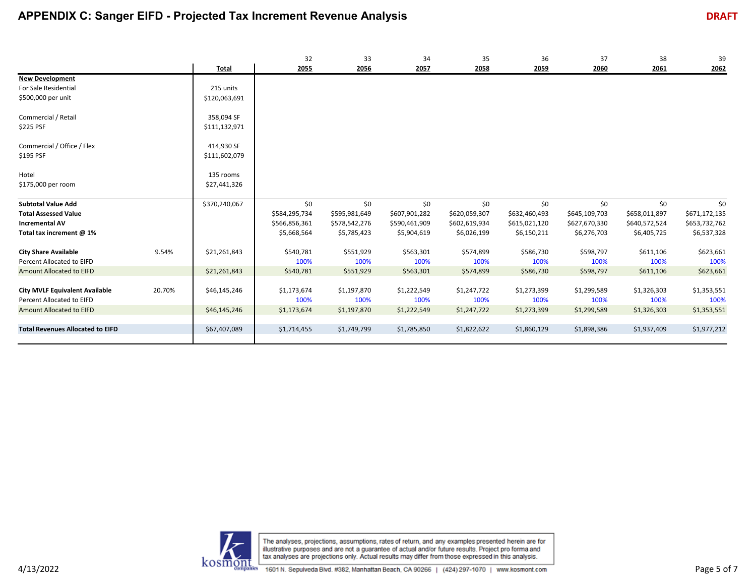# APPENDIX C: Sanger EIFD - Projected Tax Increment Revenue Analysis

DRAFT

| | | Total | 32<br>2055 | 33<br>2056 | 34<br>2057 | 35<br>2058 | 36<br>2059 | 37<br>2060 | 38<br>2061 | 39<br>2062 |
|---|---|---|---|---|---|---|---|---|---|---|
| **New Development** | | | | | | | | | | |
| For Sale Residential | | 215 units | | | | | | | | |
| $500,000 per unit | | $120,063,691 | | | | | | | | |
| | | | | | | | | | | |
| Commercial / Retail | | 358,094 SF | | | | | | | | |
| $225 PSF | | $111,132,971 | | | | | | | | |
| | | | | | | | | | | |
| Commercial / Office / Flex | | 414,930 SF | | | | | | | | |
| $195 PSF | | $111,602,079 | | | | | | | | |
| | | | | | | | | | | |
| Hotel | | 135 rooms | | | | | | | | |
| $175,000 per room | | $27,441,326 | | | | | | | | |
| | | | | | | | | | | |
| **Subtotal Value Add** | | $370,240,067 | $0 | $0 | $0 | $0 | $0 | $0 | $0 | $0 |
| **Total Assessed Value** | | | $584,295,734 | $595,981,649 | $607,901,282 | $620,059,307 | $632,460,493 | $645,109,703 | $658,011,897 | $671,172,135 |
| **Incremental AV** | | | $566,856,361 | $578,542,276 | $590,461,909 | $602,619,934 | $615,021,120 | $627,670,330 | $640,572,524 | $653,732,762 |
| **Total tax increment @ 1%** | | | $5,668,564 | $5,785,423 | $5,904,619 | $6,026,199 | $6,150,211 | $6,276,703 | $6,405,725 | $6,537,328 |
| | | | | | | | | | | |
| **City Share Available** | 9.54% | $21,261,843 | $540,781 | $551,929 | $563,301 | $574,899 | $586,730 | $598,797 | $611,106 | $623,661 |
| Percent Allocated to EIFD | | | 100% | 100% | 100% | 100% | 100% | 100% | 100% | 100% |
| Amount Allocated to EIFD | | $21,261,843 | $540,781 | $551,929 | $563,301 | $574,899 | $586,730 | $598,797 | $611,106 | $623,661 |
| | | | | | | | | | | |
| **City MVLF Equivalent Available** | 20.70% | $46,145,246 | $1,173,674 | $1,197,870 | $1,222,549 | $1,247,722 | $1,273,399 | $1,299,589 | $1,326,303 | $1,353,551 |
| Percent Allocated to EIFD | | | 100% | 100% | 100% | 100% | 100% | 100% | 100% | 100% |
| Amount Allocated to EIFD | | $46,145,246 | $1,173,674 | $1,197,870 | $1,222,549 | $1,247,722 | $1,273,399 | $1,299,589 | $1,326,303 | $1,353,551 |
| | | | | | | | | | | |
| **Total Revenues Allocated to EIFD** | | $67,407,089 | $1,714,455 | $1,749,799 | $1,785,850 | $1,822,622 | $1,860,129 | $1,898,386 | $1,937,409 | $1,977,212 |

The analyses, projections, assumptions, rates of return, and any examples presented herein are for illustrative purposes and are not a guarantee of actual and/or future results. Project pro forma and tax analyses are projections only. Actual results may differ from those expressed in this analysis.

kosmont companies | 1601 N. Sepulveda Blvd. #382, Manhattan Beach, CA 90266 | (424) 297-1070 | www.kosmont.com

4/13/2022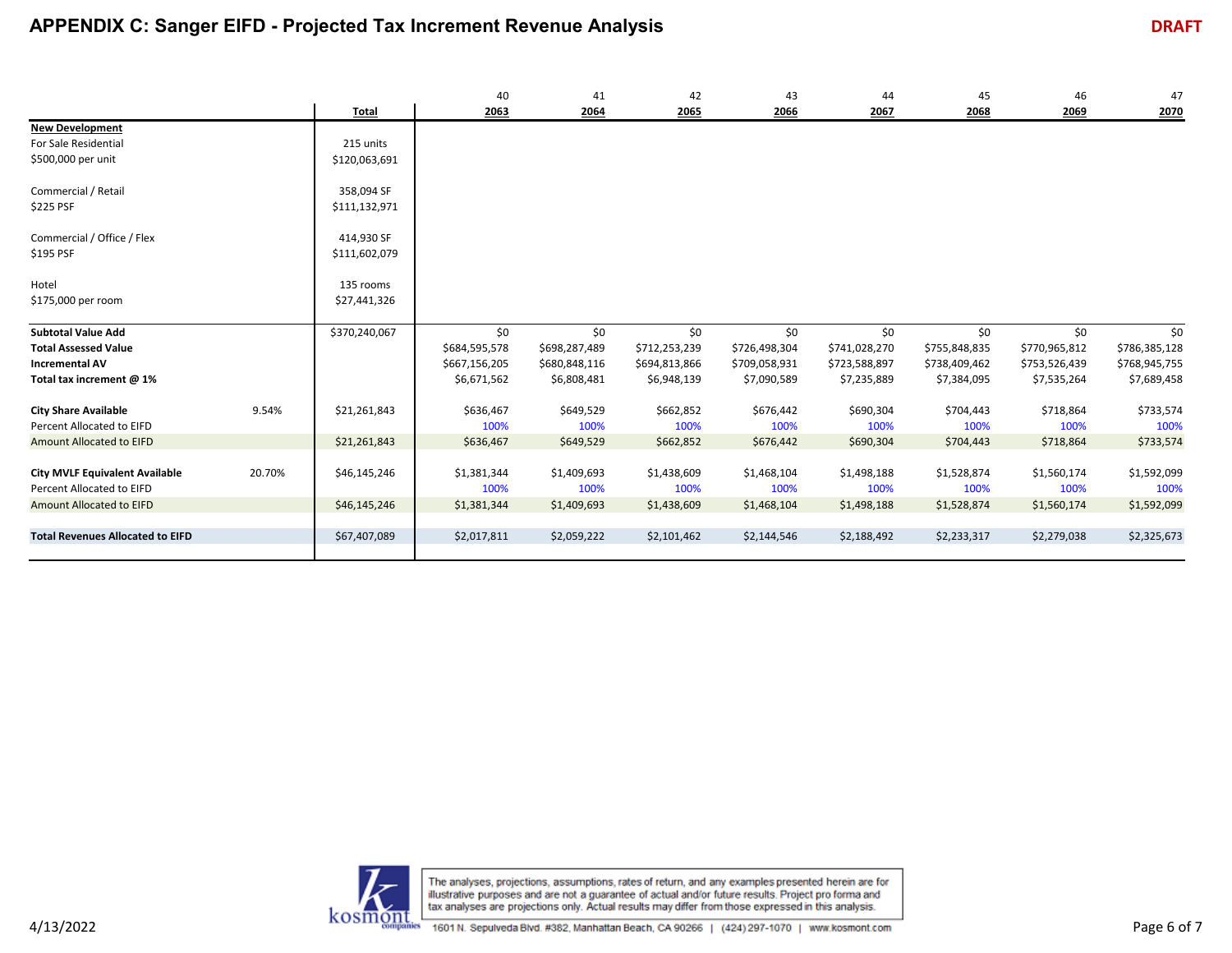# APPENDIX C: Sanger EIFD - Projected Tax Increment Revenue Analysis

DRAFT

| | | Total | 40<br>2063 | 41<br>2064 | 42<br>2065 | 43<br>2066 | 44<br>2067 | 45<br>2068 | 46<br>2069 | 47<br>2070 |
|---|---|---|---|---|---|---|---|---|---|---|
| **New Development** | | | | | | | | | | |
| For Sale Residential | | 215 units | | | | | | | | |
| $500,000 per unit | | $120,063,691 | | | | | | | | |
| Commercial / Retail | | 358,094 SF | | | | | | | | |
| $225 PSF | | $111,132,971 | | | | | | | | |
| Commercial / Office / Flex | | 414,930 SF | | | | | | | | |
| $195 PSF | | $111,602,079 | | | | | | | | |
| Hotel | | 135 rooms | | | | | | | | |
| $175,000 per room | | $27,441,326 | | | | | | | | |
| **Subtotal Value Add** | | $370,240,067 | $0 | $0 | $0 | $0 | $0 | $0 | $0 | $0 |
| **Total Assessed Value** | | | $684,595,578 | $698,287,489 | $712,253,239 | $726,498,304 | $741,028,270 | $755,848,835 | $770,965,812 | $786,385,128 |
| **Incremental AV** | | | $667,156,205 | $680,848,116 | $694,813,866 | $709,058,931 | $723,588,897 | $738,409,462 | $753,526,439 | $768,945,755 |
| **Total tax increment @ 1%** | | | $6,671,562 | $6,808,481 | $6,948,139 | $7,090,589 | $7,235,889 | $7,384,095 | $7,535,264 | $7,689,458 |
| **City Share Available** | 9.54% | $21,261,843 | $636,467 | $649,529 | $662,852 | $676,442 | $690,304 | $704,443 | $718,864 | $733,574 |
| Percent Allocated to EIFD | | | 100% | 100% | 100% | 100% | 100% | 100% | 100% | 100% |
| Amount Allocated to EIFD | | $21,261,843 | $636,467 | $649,529 | $662,852 | $676,442 | $690,304 | $704,443 | $718,864 | $733,574 |
| **City MVLF Equivalent Available** | 20.70% | $46,145,246 | $1,381,344 | $1,409,693 | $1,438,609 | $1,468,104 | $1,498,188 | $1,528,874 | $1,560,174 | $1,592,099 |
| Percent Allocated to EIFD | | | 100% | 100% | 100% | 100% | 100% | 100% | 100% | 100% |
| Amount Allocated to EIFD | | $46,145,246 | $1,381,344 | $1,409,693 | $1,438,609 | $1,468,104 | $1,498,188 | $1,528,874 | $1,560,174 | $1,592,099 |
| **Total Revenues Allocated to EIFD** | | $67,407,089 | $2,017,811 | $2,059,222 | $2,101,462 | $2,144,546 | $2,188,492 | $2,233,317 | $2,279,038 | $2,325,673 |

The analyses, projections, assumptions, rates of return, and any examples presented herein are for illustrative purposes and are not a guarantee of actual and/or future results. Project pro forma and tax analyses are projections only. Actual results may differ from those expressed in this analysis.

4/13/2022

kosmont companies | 1601 N. Sepulveda Blvd. #382, Manhattan Beach, CA 90266 | (424) 297-1070 | www.kosmont.com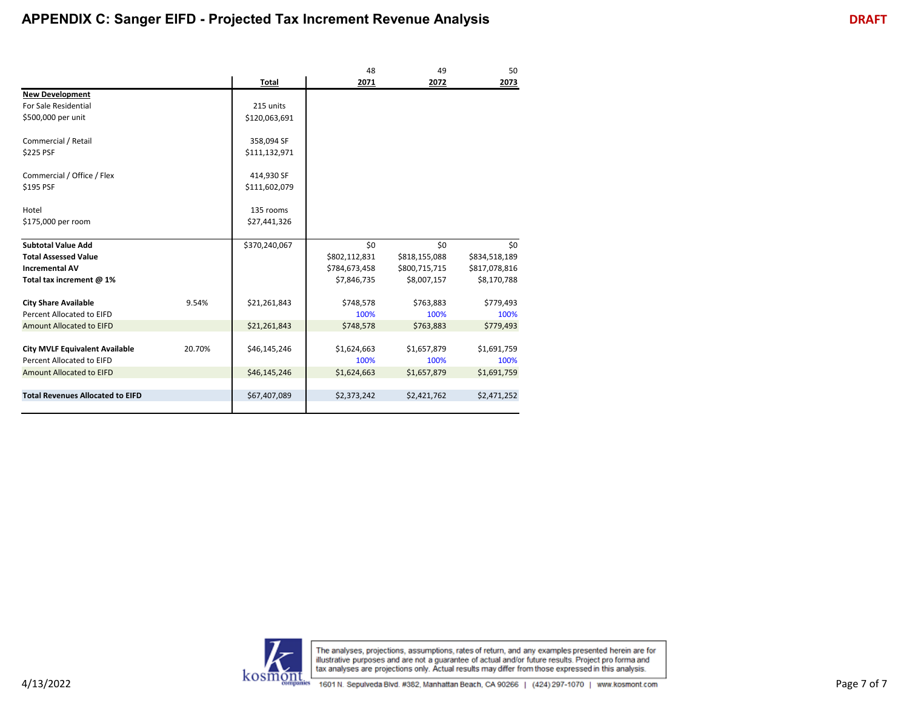# APPENDIX C: Sanger EIFD - Projected Tax Increment Revenue Analysis

DRAFT

| | | Total | 48<br>2071 | 49<br>2072 | 50<br>2073 |
|---|---|---|---|---|---|
| **New Development** | | | | | |
| For Sale Residential | | 215 units | | | |
| $500,000 per unit | | $120,063,691 | | | |
| Commercial / Retail | | 358,094 SF | | | |
| $225 PSF | | $111,132,971 | | | |
| Commercial / Office / Flex | | 414,930 SF | | | |
| $195 PSF | | $111,602,079 | | | |
| Hotel | | 135 rooms | | | |
| $175,000 per room | | $27,441,326 | | | |
| **Subtotal Value Add** | | $370,240,067 | $0 | $0 | $0 |
| **Total Assessed Value** | | | $802,112,831 | $818,155,088 | $834,518,189 |
| **Incremental AV** | | | $784,673,458 | $800,715,715 | $817,078,816 |
| **Total tax increment @ 1%** | | | $7,846,735 | $8,007,157 | $8,170,788 |
| **City Share Available** | 9.54% | $21,261,843 | $748,578 | $763,883 | $779,493 |
| Percent Allocated to EIFD | | | 100% | 100% | 100% |
| Amount Allocated to EIFD | | $21,261,843 | $748,578 | $763,883 | $779,493 |
| **City MVLF Equivalent Available** | 20.70% | $46,145,246 | $1,624,663 | $1,657,879 | $1,691,759 |
| Percent Allocated to EIFD | | | 100% | 100% | 100% |
| Amount Allocated to EIFD | | $46,145,246 | $1,624,663 | $1,657,879 | $1,691,759 |
| **Total Revenues Allocated to EIFD** | | $67,407,089 | $2,373,242 | $2,421,762 | $2,471,252 |

The analyses, projections, assumptions, rates of return, and any examples presented herein are for illustrative purposes and are not a guarantee of actual and/or future results. Project pro forma and tax analyses are projections only. Actual results may differ from those expressed in this analysis.

1601 N. Sepulveda Blvd. #382, Manhattan Beach, CA 90266 | (424) 297-1070 | www.kosmont.com

4/13/2022